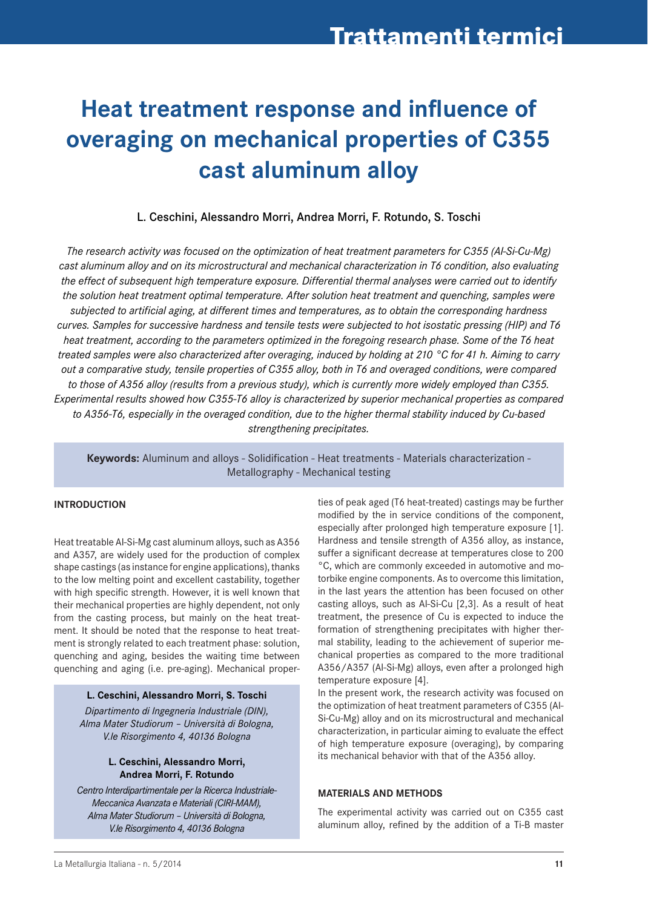# Heat treatment response and influence of overaging on mechanical properties of C355 cast aluminum alloy

L. Ceschini, Alessandro Morri, Andrea Morri, F. Rotundo, S. Toschi

*The research activity was focused on the optimization of heat treatment parameters for C355 (Al-Si-Cu-Mg) cast aluminum alloy and on its microstructural and mechanical characterization in T6 condition, also evaluating the effect of subsequent high temperature exposure. Differential thermal analyses were carried out to identify the solution heat treatment optimal temperature. After solution heat treatment and quenching, samples were subjected to artificial aging, at different times and temperatures, as to obtain the corresponding hardness curves. Samples for successive hardness and tensile tests were subjected to hot isostatic pressing (HIP) and T6 heat treatment, according to the parameters optimized in the foregoing research phase. Some of the T6 heat treated samples were also characterized after overaging, induced by holding at 210 °C for 41 h. Aiming to carry out a comparative study, tensile properties of C355 alloy, both in T6 and overaged conditions, were compared to those of A356 alloy (results from a previous study), which is currently more widely employed than C355. Experimental results showed how C355-T6 alloy is characterized by superior mechanical properties as compared to A356-T6, especially in the overaged condition, due to the higher thermal stability induced by Cu-based strengthening precipitates.*

**Keywords:** Aluminum and alloys - Solidification - Heat treatments - Materials characterization - Metallography - Mechanical testing

## INTRODUCTION

Heat treatable Al-Si-Mg cast aluminum alloys, such as A356 and A357, are widely used for the production of complex shape castings (as instance for engine applications), thanks to the low melting point and excellent castability, together with high specific strength. However, it is well known that their mechanical properties are highly dependent, not only from the casting process, but mainly on the heat treatment. It should be noted that the response to heat treatment is strongly related to each treatment phase: solution, quenching and aging, besides the waiting time between quenching and aging (i.e. pre-aging). Mechanical properties of peak aged (T6 heat-treated) castings may be further modified by the in service conditions of the component, especially after prolonged high temperature exposure [1]. Hardness and tensile strength of A356 alloy, as instance, suffer a significant decrease at temperatures close to 200 °C, which are commonly exceeded in automotive and motorbike engine components. As to overcome this limitation, in the last years the attention has been focused on other casting alloys, such as Al-Si-Cu [2,3]. As a result of heat treatment, the presence of Cu is expected to induce the formation of strengthening precipitates with higher thermal stability, leading to the achievement of superior mechanical properties as compared to the more traditional A356/A357 (Al-Si-Mg) alloys, even after a prolonged high temperature exposure [4].

In the present work, the research activity was focused on the optimization of heat treatment parameters of C355 (Al-Si-Cu-Mg) alloy and on its microstructural and mechanical characterization, in particular aiming to evaluate the effect of high temperature exposure (overaging), by comparing its mechanical behavior with that of the A356 alloy.

**L. Ceschini, Alessandro Morri, S. Toschi**

*Dipartimento di Ingegneria Industriale (DIN), Alma Mater Studiorum – Università di Bologna, V.le Risorgimento 4, 40136 Bologna*

**L. Ceschini, Alessandro Morri, Andrea Morri, F. Rotundo**

*Centro Interdipartimentale per la Ricerca Industriale-Meccanica Avanzata e Materiali (CIRI-MAM), Alma Mater Studiorum – Università di Bologna, V.le Risorgimento 4, 40136 Bologna*

## MATERIALS AND METHODS

The experimental activity was carried out on C355 cast aluminum alloy, refined by the addition of a Ti-B master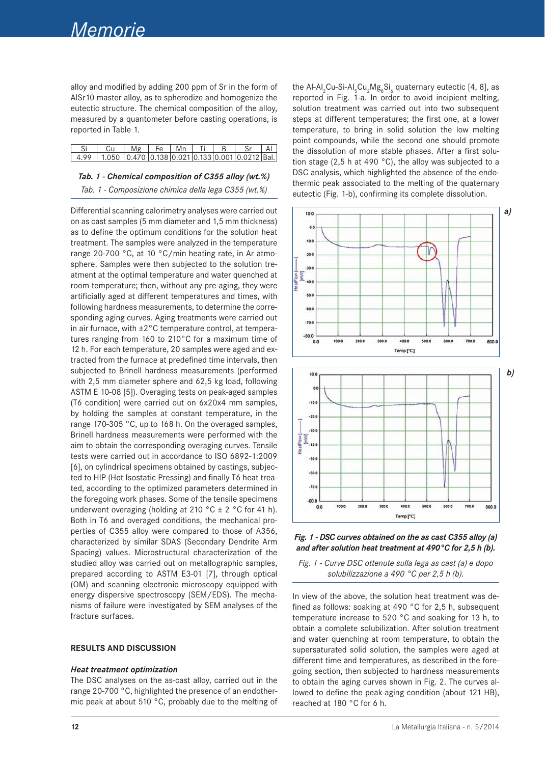alloy and modified by adding 200 ppm of Sr in the form of AlSr10 master alloy, as to spherodize and homogenize the eutectic structure. The chemical composition of the alloy, measured by a quantometer before casting operations, is reported in Table 1.

| Si | Cu | Mg | Fe | Mn | Ti | B | Sr | Al |
|---|---|---|---|---|---|---|---|---|
| 4.99 | 1.050 | 0.470 | 0.138 | 0.021 | 0.133 | 0.001 | 0.0212 | Bal. |

***Tab. 1 - Chemical composition of C355 alloy (wt.%)***

*Tab. 1 - Composizione chimica della lega C355 (wt.%)*

Differential scanning calorimetry analyses were carried out on as cast samples (5 mm diameter and 1,5 mm thickness) as to define the optimum conditions for the solution heat treatment. The samples were analyzed in the temperature range 20-700 °C, at 10 °C/min heating rate, in Ar atmosphere. Samples were then subjected to the solution treatment at the optimal temperature and water quenched at room temperature; then, without any pre-aging, they were artificially aged at different temperatures and times, with following hardness measurements, to determine the corresponding aging curves. Aging treatments were carried out in air furnace, with ±2°C temperature control, at temperatures ranging from 160 to 210°C for a maximum time of 12 h. For each temperature, 20 samples were aged and extracted from the furnace at predefined time intervals, then subjected to Brinell hardness measurements (performed with 2,5 mm diameter sphere and 62,5 kg load, following ASTM E 10-08 [5]). Overaging tests on peak-aged samples (T6 condition) were carried out on 6x20x4 mm samples, by holding the samples at constant temperature, in the range 170-305 °C, up to 168 h. On the overaged samples, Brinell hardness measurements were performed with the aim to obtain the corresponding overaging curves. Tensile tests were carried out in accordance to ISO 6892-1:2009 [6], on cylindrical specimens obtained by castings, subjected to HIP (Hot Isostatic Pressing) and finally T6 heat treated, according to the optimized parameters determined in the foregoing work phases. Some of the tensile specimens underwent overaging (holding at 210 °C ± 2 °C for 41 h). Both in T6 and overaged conditions, the mechanical properties of C355 alloy were compared to those of A356, characterized by similar SDAS (Secondary Dendrite Arm Spacing) values. Microstructural characterization of the studied alloy was carried out on metallographic samples, prepared according to ASTM E3-01 [7], through optical (OM) and scanning electronic microscopy equipped with energy dispersive spectroscopy (SEM/EDS). The mechanisms of failure were investigated by SEM analyses of the fracture surfaces.

## RESULTS AND DISCUSSION

### *Heat treatment optimization*

The DSC analyses on the as-cast alloy, carried out in the range 20-700 °C, highlighted the presence of an endothermic peak at about 510 °C, probably due to the melting of the Al-$Al_2Cu$-Si-$Al_5Cu_2Mg_8Si_6$ quaternary eutectic [4, 8], as reported in Fig. 1-a. In order to avoid incipient melting, solution treatment was carried out into two subsequent steps at different temperatures, the first one, at a lower temperature, to bring in solid solution the low melting point compounds, while the second one should promote the dissolution of more stable phases. After a first solution stage (2,5 h at 490 °C), the alloy was subjected to a DSC analysis, which highlighted the absence of the endothermic peak associated to the melting of the quaternary eutectic (Fig. 1-b), confirming its complete dissolution.

***Fig. 1 - DSC curves obtained on the as cast C355 alloy (a) and after solution heat treatment at 490°C for 2,5 h (b).***

*Fig. 1 - Curve DSC ottenute sulla lega as cast (a) e dopo solubilizzazione a 490 °C per 2,5 h (b).*

In view of the above, the solution heat treatment was defined as follows: soaking at 490 °C for 2,5 h, subsequent temperature increase to 520 °C and soaking for 13 h, to obtain a complete solubilization. After solution treatment and water quenching at room temperature, to obtain the supersaturated solid solution, the samples were aged at different time and temperatures, as described in the foregoing section, then subjected to hardness measurements to obtain the aging curves shown in Fig. 2. The curves allowed to define the peak-aging condition (about 121 HB), reached at 180 °C for 6 h.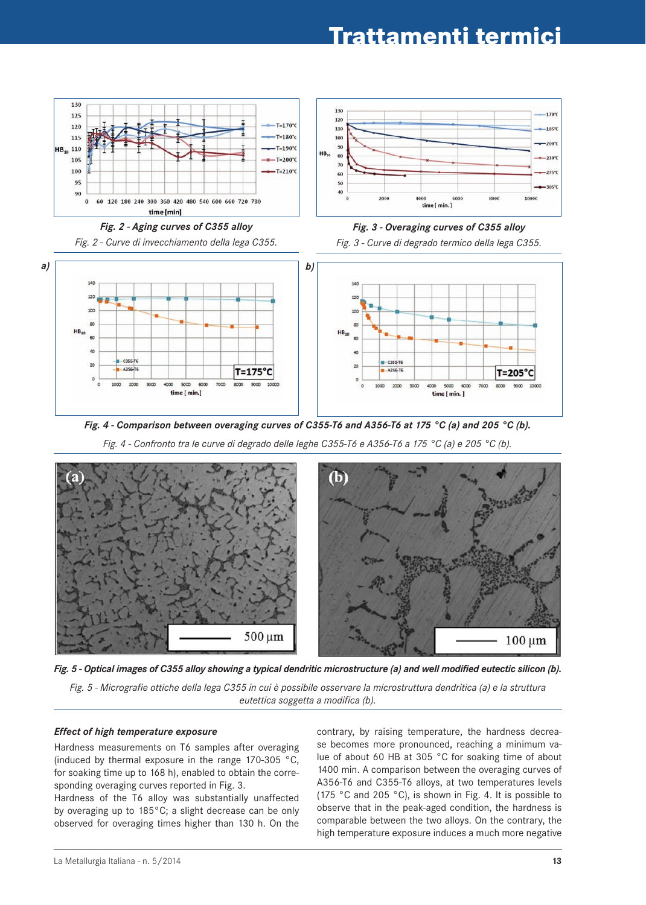**Fig. 2 - Aging curves of C355 alloy**

*Fig. 2 - Curve di invecchiamento della lega C355.*

**Fig. 3 - Overaging curves of C355 alloy**

*Fig. 3 - Curve di degrado termico della lega C355.*

**Fig. 4 - Comparison between overaging curves of C355-T6 and A356-T6 at 175 °C (a) and 205 °C (b).**

*Fig. 4 - Confronto tra le curve di degrado delle leghe C355-T6 e A356-T6 a 175 °C (a) e 205 °C (b).*

**Fig. 5 - Optical images of C355 alloy showing a typical dendritic microstructure (a) and well modified eutectic silicon (b).**

*Fig. 5 - Micrografie ottiche della lega C355 in cui è possibile osservare la microstruttura dendritica (a) e la struttura eutettica soggetta a modifica (b).*

### Effect of high temperature exposure

Hardness measurements on T6 samples after overaging (induced by thermal exposure in the range 170-305 °C, for soaking time up to 168 h), enabled to obtain the corresponding overaging curves reported in Fig. 3.

Hardness of the T6 alloy was substantially unaffected by overaging up to 185°C; a slight decrease can be only observed for overaging times higher than 130 h. On the contrary, by raising temperature, the hardness decrease becomes more pronounced, reaching a minimum value of about 60 HB at 305 °C for soaking time of about 1400 min. A comparison between the overaging curves of A356-T6 and C355-T6 alloys, at two temperatures levels (175 °C and 205 °C), is shown in Fig. 4. It is possible to observe that in the peak-aged condition, the hardness is comparable between the two alloys. On the contrary, the high temperature exposure induces a much more negative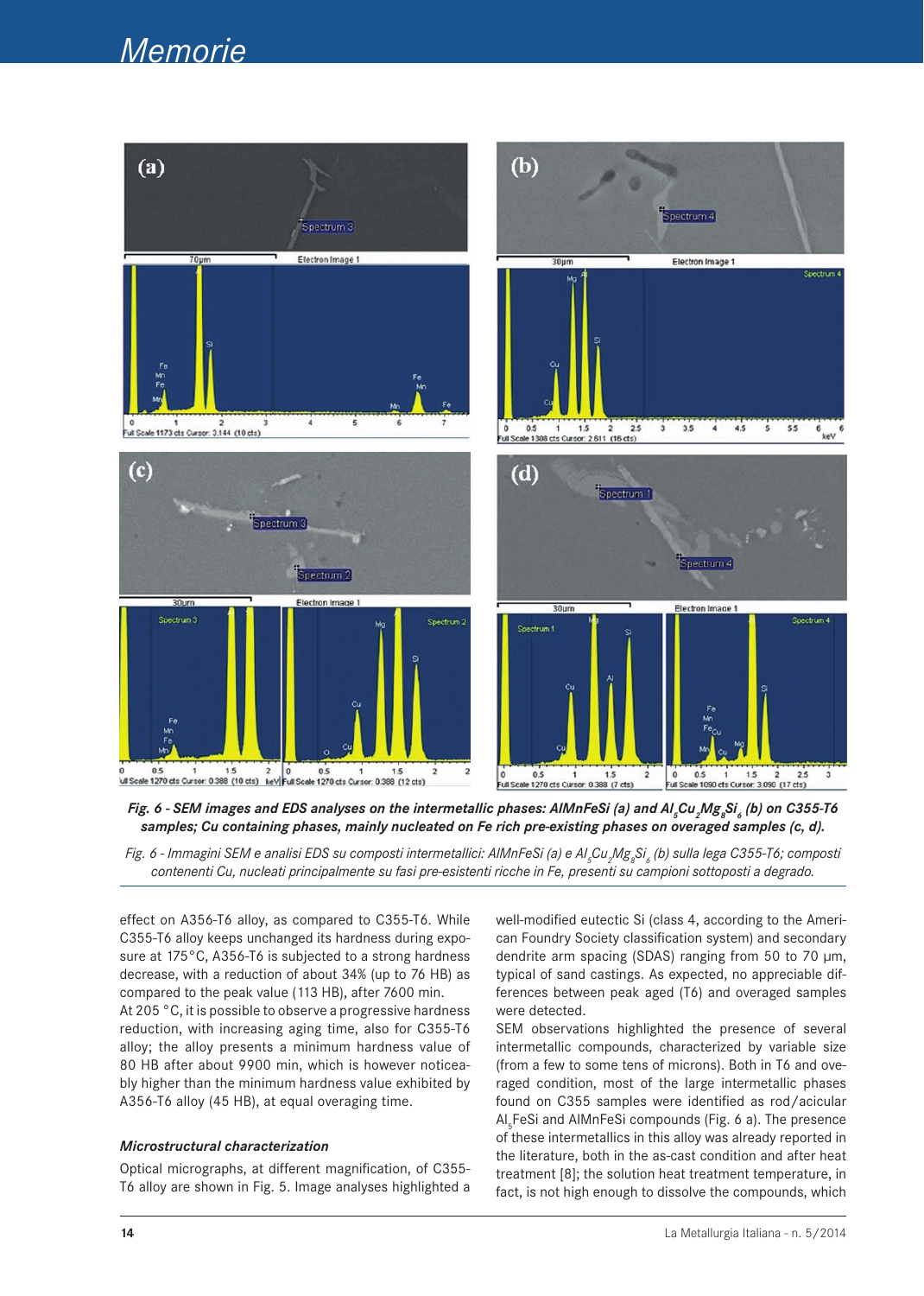*Fig. 6 - SEM images and EDS analyses on the intermetallic phases: AlMnFeSi (a) and $Al_5Cu_2Mg_8Si_6$ (b) on C355-T6 samples; Cu containing phases, mainly nucleated on Fe rich pre-existing phases on overaged samples (c, d).*

*Fig. 6 - Immagini SEM e analisi EDS su composti intermetallici: AlMnFeSi (a) e $Al_5Cu_2Mg_8Si_6$ (b) sulla lega C355-T6; composti contenenti Cu, nucleati principalmente su fasi pre-esistenti ricche in Fe, presenti su campioni sottoposti a degrado.*

effect on A356-T6 alloy, as compared to C355-T6. While C355-T6 alloy keeps unchanged its hardness during exposure at 175°C, A356-T6 is subjected to a strong hardness decrease, with a reduction of about 34% (up to 76 HB) as compared to the peak value (113 HB), after 7600 min.

At 205 °C, it is possible to observe a progressive hardness reduction, with increasing aging time, also for C355-T6 alloy; the alloy presents a minimum hardness value of 80 HB after about 9900 min, which is however noticeably higher than the minimum hardness value exhibited by A356-T6 alloy (45 HB), at equal overaging time.

### Microstructural characterization

Optical micrographs, at different magnification, of C355-T6 alloy are shown in Fig. 5. Image analyses highlighted a well-modified eutectic Si (class 4, according to the American Foundry Society classification system) and secondary dendrite arm spacing (SDAS) ranging from 50 to 70 μm, typical of sand castings. As expected, no appreciable differences between peak aged (T6) and overaged samples were detected.

SEM observations highlighted the presence of several intermetallic compounds, characterized by variable size (from a few to some tens of microns). Both in T6 and overaged condition, most of the large intermetallic phases found on C355 samples were identified as rod/acicular $Al_5FeSi$ and AlMnFeSi compounds (Fig. 6 a). The presence of these intermetallics in this alloy was already reported in the literature, both in the as-cast condition and after heat treatment [8]; the solution heat treatment temperature, in fact, is not high enough to dissolve the compounds, which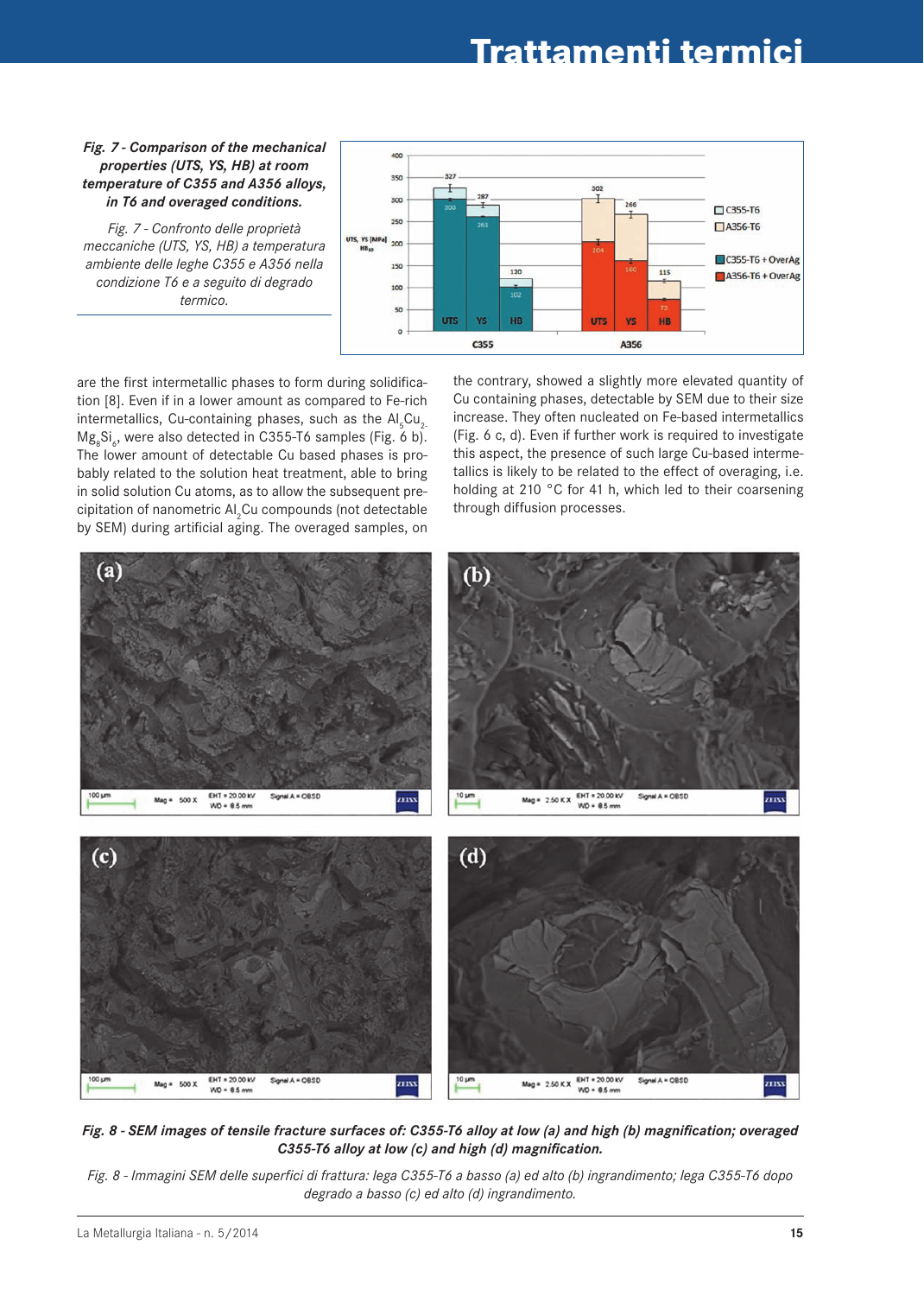*Fig. 7 - Comparison of the mechanical properties (UTS, YS, HB) at room temperature of C355 and A356 alloys, in T6 and overaged conditions.*

*Fig. 7 - Confronto delle proprietà meccaniche (UTS, YS, HB) a temperatura ambiente delle leghe C355 e A356 nella condizione T6 e a seguito di degrado termico.*

are the first intermetallic phases to form during solidification [8]. Even if in a lower amount as compared to Fe-rich intermetallics, Cu-containing phases, such as the $Al_5Cu_2Mg_8Si_6$, were also detected in C355-T6 samples (Fig. 6 b). The lower amount of detectable Cu based phases is probably related to the solution heat treatment, able to bring in solid solution Cu atoms, as to allow the subsequent precipitation of nanometric $Al_2Cu$ compounds (not detectable by SEM) during artificial aging. The overaged samples, on the contrary, showed a slightly more elevated quantity of Cu containing phases, detectable by SEM due to their size increase. They often nucleated on Fe-based intermetallics (Fig. 6 c, d). Even if further work is required to investigate this aspect, the presence of such large Cu-based intermetallics is likely to be related to the effect of overaging, i.e. holding at 210 °C for 41 h, which led to their coarsening through diffusion processes.

***Fig. 8 - SEM images of tensile fracture surfaces of: C355-T6 alloy at low (a) and high (b) magnification; overaged C355-T6 alloy at low (c) and high (d) magnification.***

*Fig. 8 - Immagini SEM delle superfici di frattura: lega C355-T6 a basso (a) ed alto (b) ingrandimento; lega C355-T6 dopo degrado a basso (c) ed alto (d) ingrandimento.*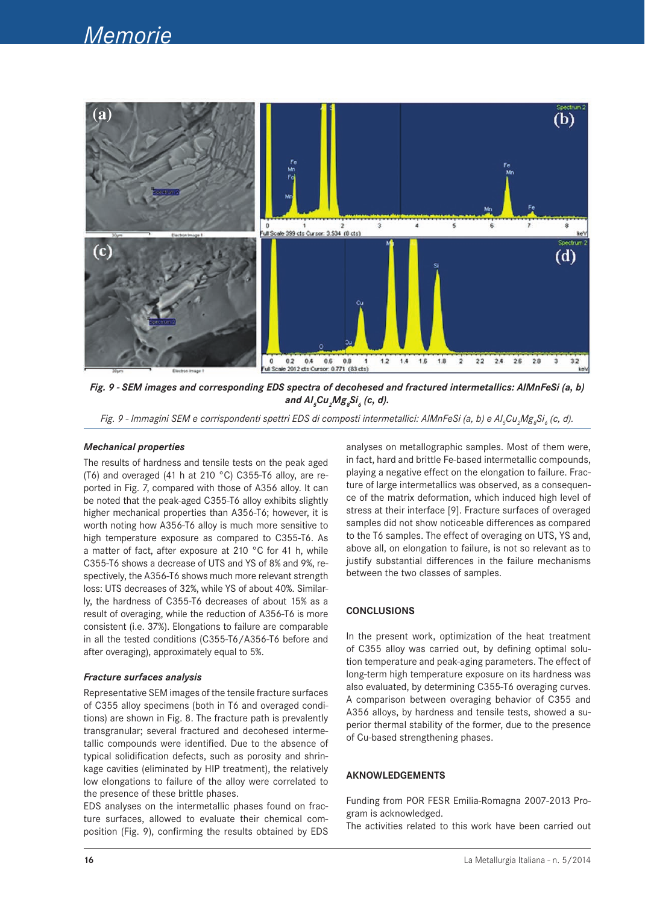*Fig. 9 - SEM images and corresponding EDS spectra of decohesed and fractured intermetallics: AlMnFeSi (a, b) and $Al_5Cu_2Mg_8Si_6$ (c, d).*

*Fig. 9 - Immagini SEM e corrispondenti spettri EDS di composti intermetallici: AlMnFeSi (a, b) e $Al_5Cu_2Mg_8Si_6$ (c, d).*

### Mechanical properties

The results of hardness and tensile tests on the peak aged (T6) and overaged (41 h at 210 °C) C355-T6 alloy, are reported in Fig. 7, compared with those of A356 alloy. It can be noted that the peak-aged C355-T6 alloy exhibits slightly higher mechanical properties than A356-T6; however, it is worth noting how A356-T6 alloy is much more sensitive to high temperature exposure as compared to C355-T6. As a matter of fact, after exposure at 210 °C for 41 h, while C355-T6 shows a decrease of UTS and YS of 8% and 9%, respectively, the A356-T6 shows much more relevant strength loss: UTS decreases of 32%, while YS of about 40%. Similarly, the hardness of C355-T6 decreases of about 15% as a result of overaging, while the reduction of A356-T6 is more consistent (i.e. 37%). Elongations to failure are comparable in all the tested conditions (C355-T6/A356-T6 before and after overaging), approximately equal to 5%.

### Fracture surfaces analysis

Representative SEM images of the tensile fracture surfaces of C355 alloy specimens (both in T6 and overaged conditions) are shown in Fig. 8. The fracture path is prevalently transgranular; several fractured and decohesed intermetallic compounds were identified. Due to the absence of typical solidification defects, such as porosity and shrinkage cavities (eliminated by HIP treatment), the relatively low elongations to failure of the alloy were correlated to the presence of these brittle phases.

EDS analyses on the intermetallic phases found on fracture surfaces, allowed to evaluate their chemical composition (Fig. 9), confirming the results obtained by EDS analyses on metallographic samples. Most of them were, in fact, hard and brittle Fe-based intermetallic compounds, playing a negative effect on the elongation to failure. Fracture of large intermetallics was observed, as a consequence of the matrix deformation, which induced high level of stress at their interface [9]. Fracture surfaces of overaged samples did not show noticeable differences as compared to the T6 samples. The effect of overaging on UTS, YS and, above all, on elongation to failure, is not so relevant as to justify substantial differences in the failure mechanisms between the two classes of samples.

## CONCLUSIONS

In the present work, optimization of the heat treatment of C355 alloy was carried out, by defining optimal solution temperature and peak-aging parameters. The effect of long-term high temperature exposure on its hardness was also evaluated, by determining C355-T6 overaging curves. A comparison between overaging behavior of C355 and A356 alloys, by hardness and tensile tests, showed a superior thermal stability of the former, due to the presence of Cu-based strengthening phases.

## AKNOWLEDGEMENTS

Funding from POR FESR Emilia-Romagna 2007-2013 Program is acknowledged.

The activities related to this work have been carried out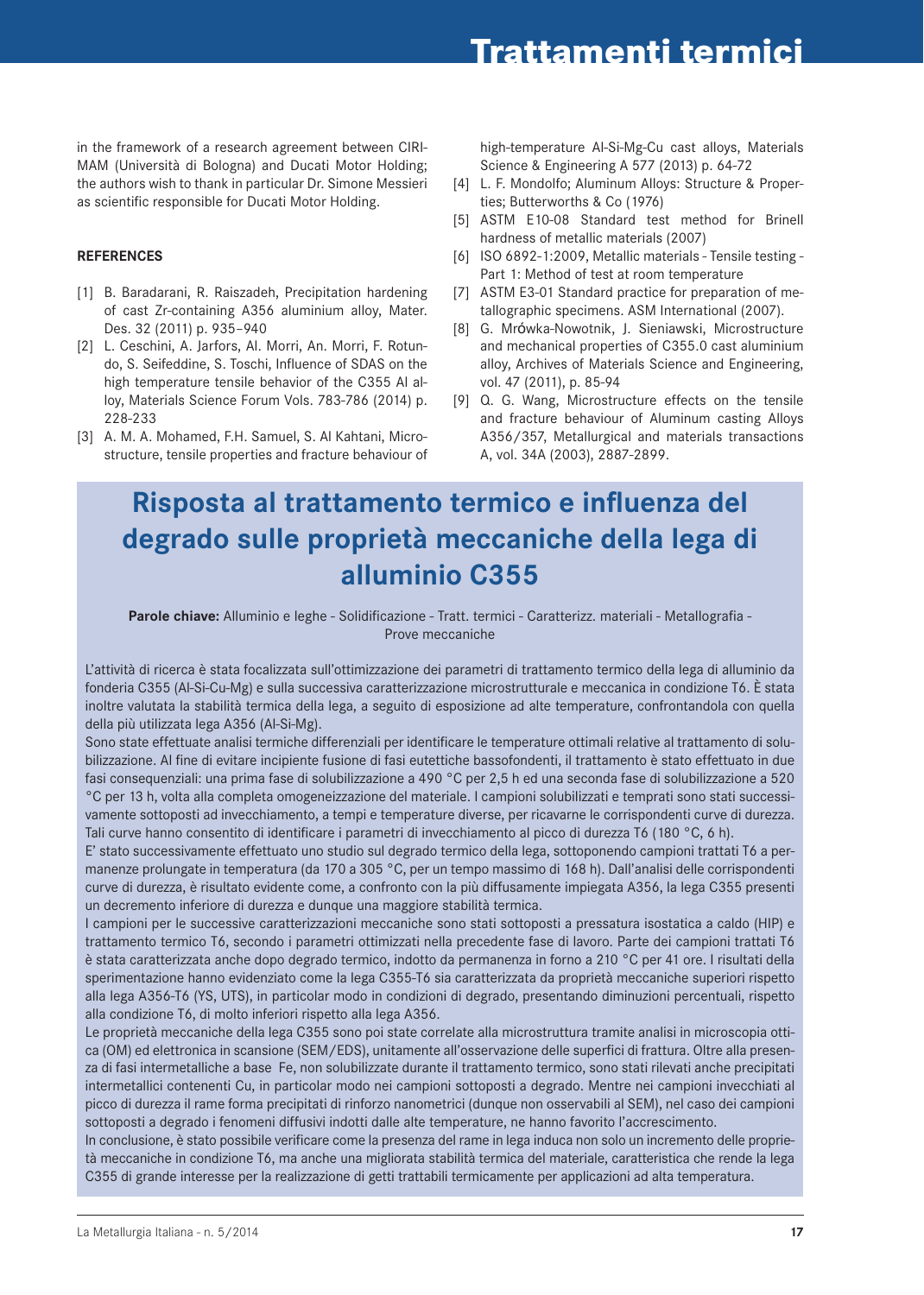in the framework of a research agreement between CIRI-MAM (Università di Bologna) and Ducati Motor Holding; the authors wish to thank in particular Dr. Simone Messieri as scientific responsible for Ducati Motor Holding.

#### REFERENCES

[1] B. Baradarani, R. Raiszadeh, Precipitation hardening of cast Zr-containing A356 aluminium alloy, Mater. Des. 32 (2011) p. 935–940

[2] L. Ceschini, A. Jarfors, Al. Morri, An. Morri, F. Rotundo, S. Seifeddine, S. Toschi, Influence of SDAS on the high temperature tensile behavior of the C355 Al alloy, Materials Science Forum Vols. 783-786 (2014) p. 228-233

[3] A. M. A. Mohamed, F.H. Samuel, S. Al Kahtani, Microstructure, tensile properties and fracture behaviour of high-temperature Al-Si-Mg-Cu cast alloys, Materials Science & Engineering A 577 (2013) p. 64-72

[4] L. F. Mondolfo; Aluminum Alloys: Structure & Properties; Butterworths & Co (1976)

[5] ASTM E10-08 Standard test method for Brinell hardness of metallic materials (2007)

[6] ISO 6892-1:2009, Metallic materials - Tensile testing - Part 1: Method of test at room temperature

[7] ASTM E3-01 Standard practice for preparation of metallographic specimens. ASM International (2007).

[8] G. Mrówka-Nowotnik, J. Sieniawski, Microstructure and mechanical properties of C355.0 cast aluminium alloy, Archives of Materials Science and Engineering, vol. 47 (2011), p. 85-94

[9] Q. G. Wang, Microstructure effects on the tensile and fracture behaviour of Aluminum casting Alloys A356/357, Metallurgical and materials transactions A, vol. 34A (2003), 2887-2899.

## Risposta al trattamento termico e influenza del degrado sulle proprietà meccaniche della lega di alluminio C355

**Parole chiave:** Alluminio e leghe - Solidificazione - Tratt. termici - Caratterizz. materiali - Metallografia - Prove meccaniche

L'attività di ricerca è stata focalizzata sull'ottimizzazione dei parametri di trattamento termico della lega di alluminio da fonderia C355 (Al-Si-Cu-Mg) e sulla successiva caratterizzazione microstrutturale e meccanica in condizione T6. È stata inoltre valutata la stabilità termica della lega, a seguito di esposizione ad alte temperature, confrontandola con quella della più utilizzata lega A356 (Al-Si-Mg).

Sono state effettuate analisi termiche differenziali per identificare le temperature ottimali relative al trattamento di solubilizzazione. Al fine di evitare incipiente fusione di fasi eutettiche bassofondenti, il trattamento è stato effettuato in due fasi consequenziali: una prima fase di solubilizzazione a 490 °C per 2,5 h ed una seconda fase di solubilizzazione a 520 °C per 13 h, volta alla completa omogeneizzazione del materiale. I campioni solubilizzati e temprati sono stati successivamente sottoposti ad invecchiamento, a tempi e temperature diverse, per ricavarne le corrispondenti curve di durezza. Tali curve hanno consentito di identificare i parametri di invecchiamento al picco di durezza T6 (180 °C, 6 h).

E' stato successivamente effettuato uno studio sul degrado termico della lega, sottoponendo campioni trattati T6 a permanenze prolungate in temperatura (da 170 a 305 °C, per un tempo massimo di 168 h). Dall'analisi delle corrispondenti curve di durezza, è risultato evidente come, a confronto con la più diffusamente impiegata A356, la lega C355 presenti un decremento inferiore di durezza e dunque una maggiore stabilità termica.

I campioni per le successive caratterizzazioni meccaniche sono stati sottoposti a pressatura isostatica a caldo (HIP) e trattamento termico T6, secondo i parametri ottimizzati nella precedente fase di lavoro. Parte dei campioni trattati T6 è stata caratterizzata anche dopo degrado termico, indotto da permanenza in forno a 210 °C per 41 ore. I risultati della sperimentazione hanno evidenziato come la lega C355-T6 sia caratterizzata da proprietà meccaniche superiori rispetto alla lega A356-T6 (YS, UTS), in particolar modo in condizioni di degrado, presentando diminuzioni percentuali, rispetto alla condizione T6, di molto inferiori rispetto alla lega A356.

Le proprietà meccaniche della lega C355 sono poi state correlate alla microstruttura tramite analisi in microscopia ottica (OM) ed elettronica in scansione (SEM/EDS), unitamente all'osservazione delle superfici di frattura. Oltre alla presenza di fasi intermetalliche a base Fe, non solubilizzate durante il trattamento termico, sono stati rilevati anche precipitati intermetallici contenenti Cu, in particolar modo nei campioni sottoposti a degrado. Mentre nei campioni invecchiati al picco di durezza il rame forma precipitati di rinforzo nanometrici (dunque non osservabili al SEM), nel caso dei campioni sottoposti a degrado i fenomeni diffusivi indotti dalle alte temperature, ne hanno favorito l'accrescimento.

In conclusione, è stato possibile verificare come la presenza del rame in lega induca non solo un incremento delle proprietà meccaniche in condizione T6, ma anche una migliorata stabilità termica del materiale, caratteristica che rende la lega C355 di grande interesse per la realizzazione di getti trattabili termicamente per applicazioni ad alta temperatura.